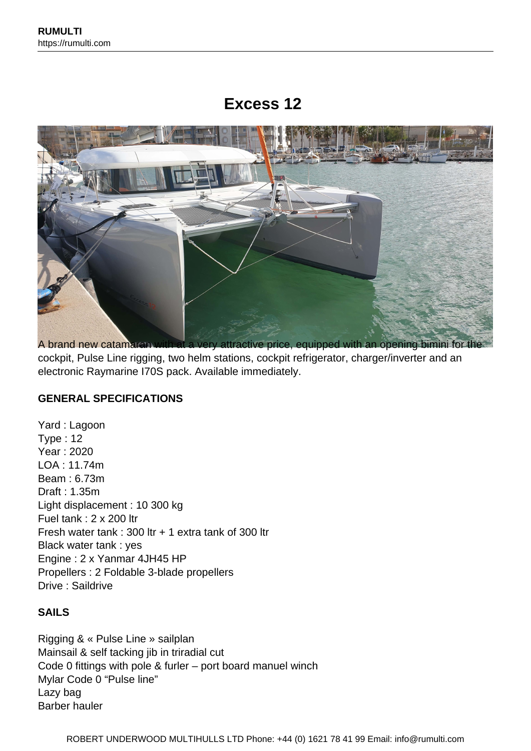# Excess 12

A brand new catamaran with at a very attractive price, equipped with an opening bimini for the cockpit, Pulse Line rigging, two helm stations, cockpit refrigerator, charger/inverter and an electronic Raymarine I70S pack. Available immediately.

**GENERAL SPECIFICATIONS**

Yard : Lagoon
Type : 12
Year : 2020
LOA : 11.74m
Beam : 6.73m
Draft : 1.35m
Light displacement : 10 300 kg
Fuel tank : 2 x 200 ltr
Fresh water tank : 300 ltr + 1 extra tank of 300 ltr
Black water tank : yes
Engine : 2 x Yanmar 4JH45 HP
Propellers : 2 Foldable 3-blade propellers
Drive : Saildrive

**SAILS**

Rigging & « Pulse Line » sailplan
Mainsail & self tacking jib in triradial cut
Code 0 fittings with pole & furler – port board manuel winch
Mylar Code 0 "Pulse line"
Lazy bag
Barber hauler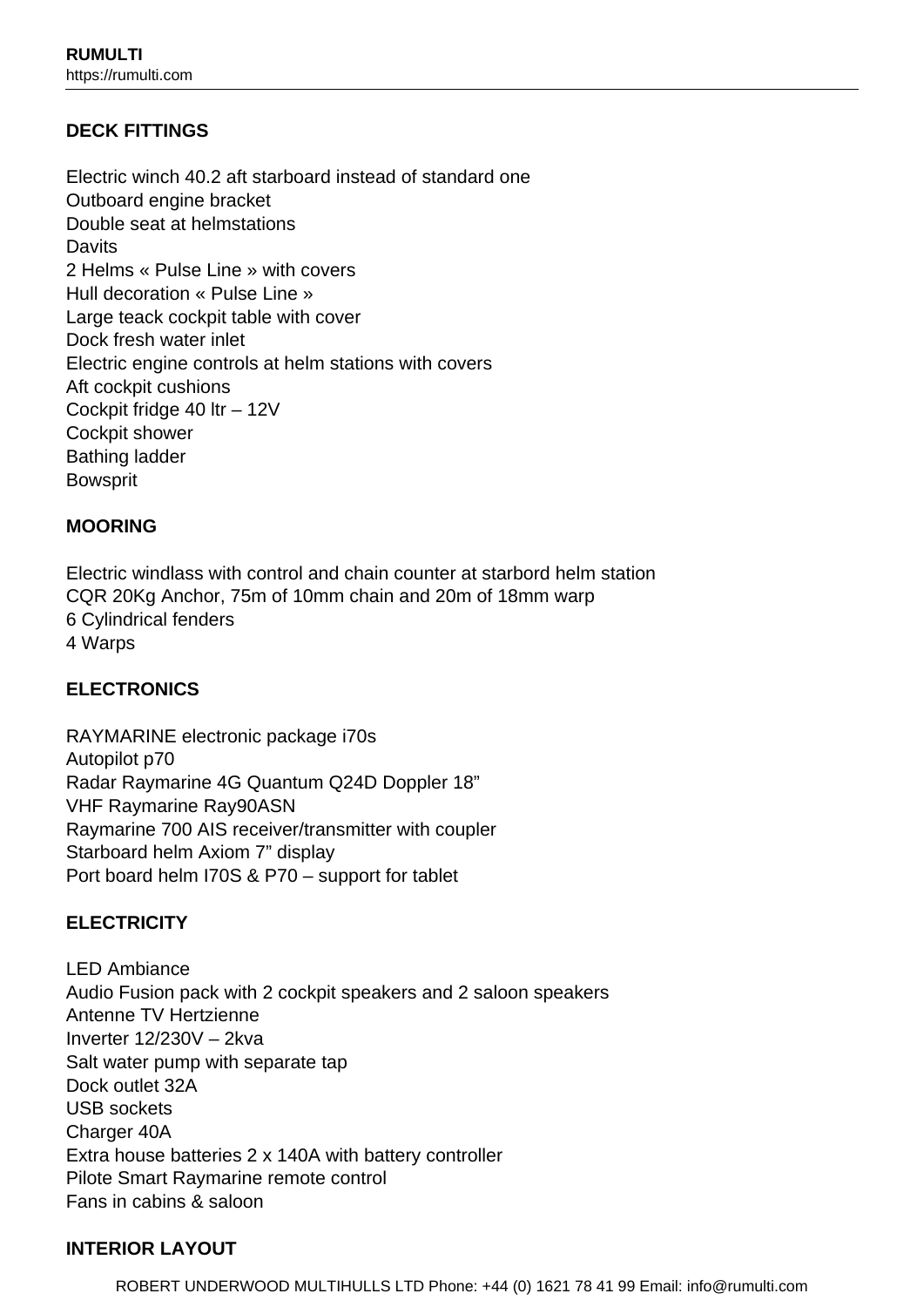## DECK FITTINGS

Electric winch 40.2 aft starboard instead of standard one
Outboard engine bracket
Double seat at helmstations
Davits
2 Helms « Pulse Line » with covers
Hull decoration « Pulse Line »
Large teack cockpit table with cover
Dock fresh water inlet
Electric engine controls at helm stations with covers
Aft cockpit cushions
Cockpit fridge 40 ltr – 12V
Cockpit shower
Bathing ladder
Bowsprit

## MOORING

Electric windlass with control and chain counter at starbord helm station
CQR 20Kg Anchor, 75m of 10mm chain and 20m of 18mm warp
6 Cylindrical fenders
4 Warps

## ELECTRONICS

RAYMARINE electronic package i70s
Autopilot p70
Radar Raymarine 4G Quantum Q24D Doppler 18”
VHF Raymarine Ray90ASN
Raymarine 700 AIS receiver/transmitter with coupler
Starboard helm Axiom 7” display
Port board helm I70S & P70 – support for tablet

## ELECTRICITY

LED Ambiance
Audio Fusion pack with 2 cockpit speakers and 2 saloon speakers
Antenne TV Hertzienne
Inverter 12/230V – 2kva
Salt water pump with separate tap
Dock outlet 32A
USB sockets
Charger 40A
Extra house batteries 2 x 140A with battery controller
Pilote Smart Raymarine remote control
Fans in cabins & saloon

## INTERIOR LAYOUT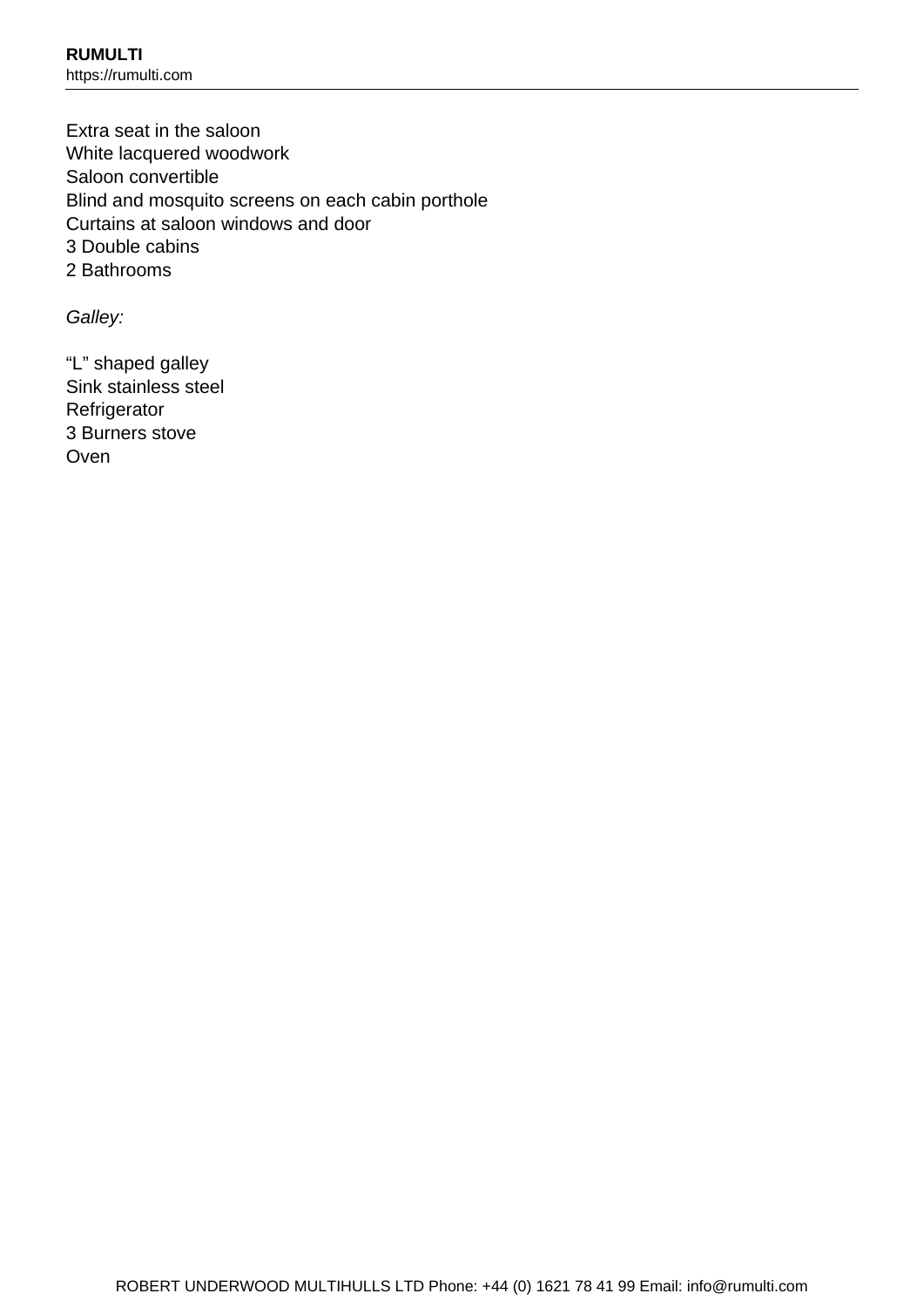Extra seat in the saloon
White lacquered woodwork
Saloon convertible
Blind and mosquito screens on each cabin porthole
Curtains at saloon windows and door
3 Double cabins
2 Bathrooms

*Galley:*

“L” shaped galley
Sink stainless steel
Refrigerator
3 Burners stove
Oven